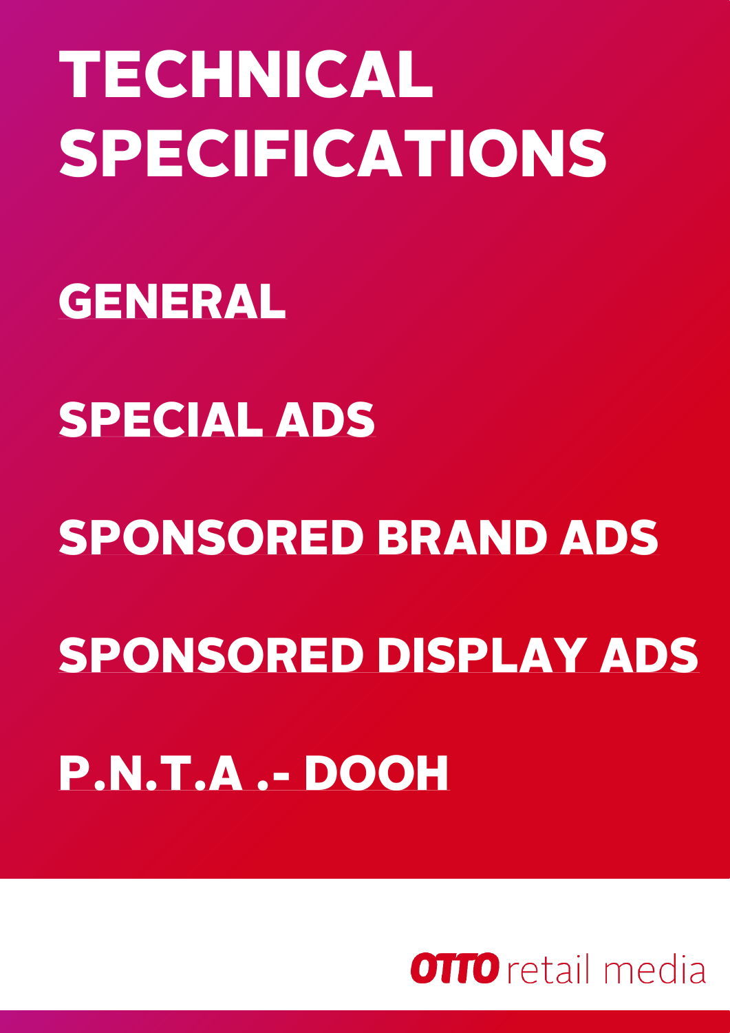# TECHNICAL SPECIFICATIONS

## GENERAL

## SPECIAL ADS

## SPONSORED BRAND ADS

## SPONSORED DISPLAY ADS

## P.N.T.A .- DOOH

OTTO retail media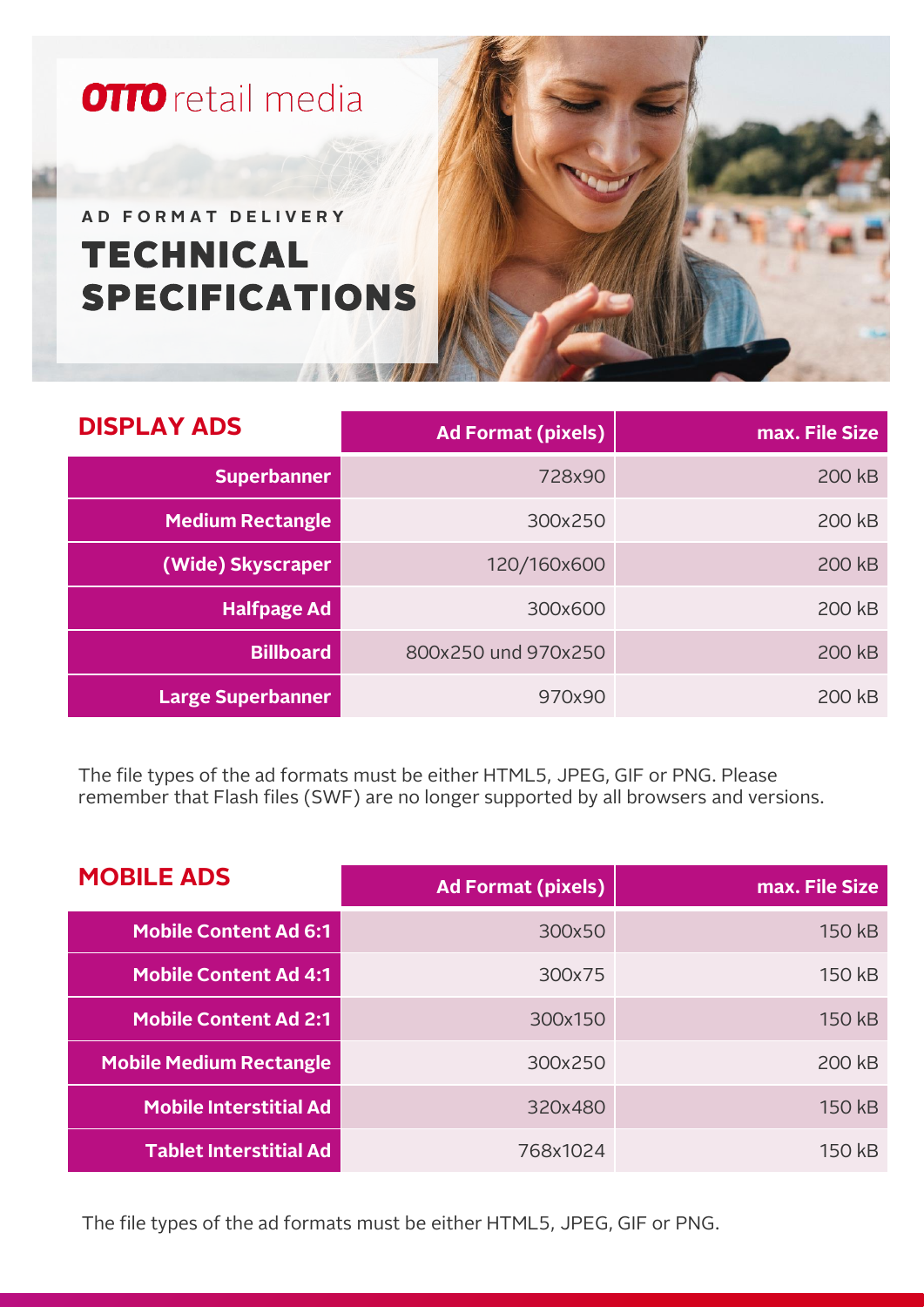**OTTO** retail media

AD FORMAT DELIVERY

# TECHNICAL SPECIFICATIONS

## DISPLAY ADS

| DISPLAY ADS | Ad Format (pixels) | max. File Size |
|---|---|---|
| Superbanner | 728x90 | 200 kB |
| Medium Rectangle | 300x250 | 200 kB |
| (Wide) Skyscraper | 120/160x600 | 200 kB |
| Halfpage Ad | 300x600 | 200 kB |
| Billboard | 800x250 und 970x250 | 200 kB |
| Large Superbanner | 970x90 | 200 kB |

The file types of the ad formats must be either HTML5, JPEG, GIF or PNG. Please remember that Flash files (SWF) are no longer supported by all browsers and versions.

## MOBILE ADS

| MOBILE ADS | Ad Format (pixels) | max. File Size |
|---|---|---|
| Mobile Content Ad 6:1 | 300x50 | 150 kB |
| Mobile Content Ad 4:1 | 300x75 | 150 kB |
| Mobile Content Ad 2:1 | 300x150 | 150 kB |
| Mobile Medium Rectangle | 300x250 | 200 kB |
| Mobile Interstitial Ad | 320x480 | 150 kB |
| Tablet Interstitial Ad | 768x1024 | 150 kB |

The file types of the ad formats must be either HTML5, JPEG, GIF or PNG.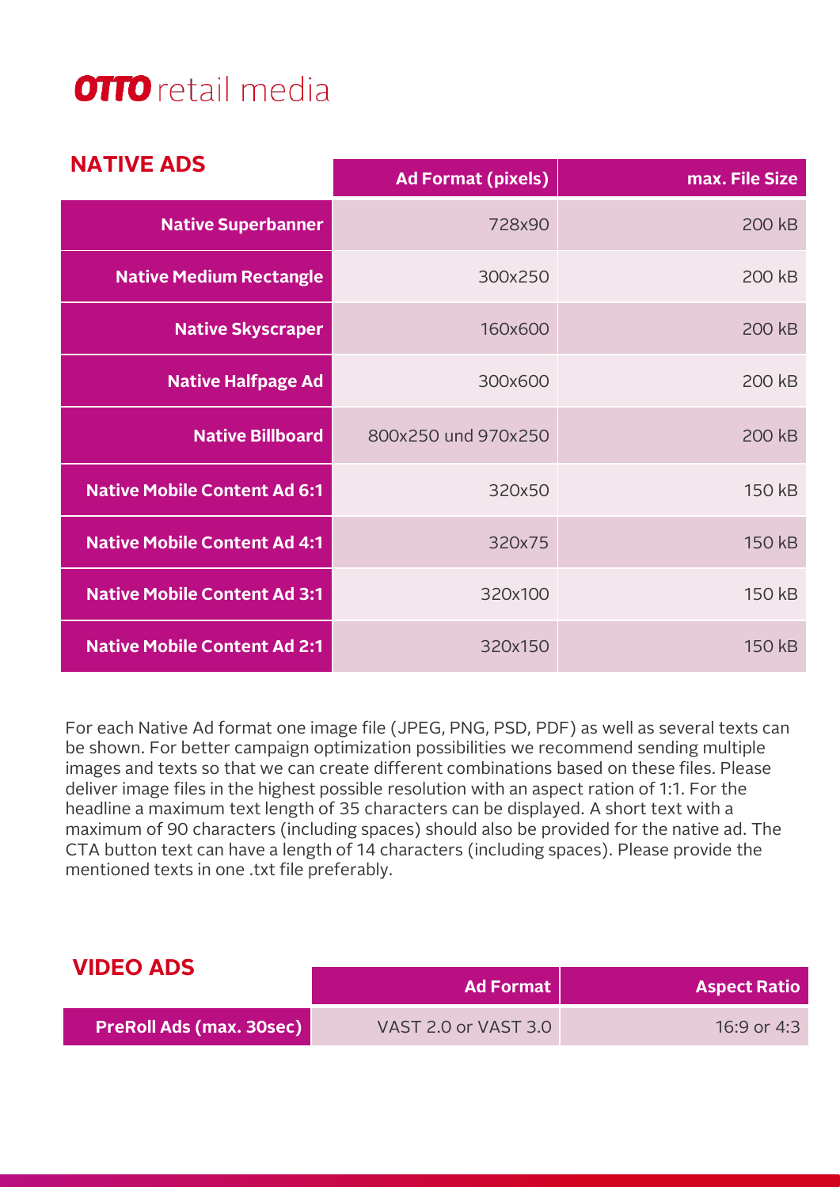**OTTO** retail media

## NATIVE ADS

| | Ad Format (pixels) | max. File Size |
|---|---|---|
| **Native Superbanner** | 728x90 | 200 kB |
| **Native Medium Rectangle** | 300x250 | 200 kB |
| **Native Skyscraper** | 160x600 | 200 kB |
| **Native Halfpage Ad** | 300x600 | 200 kB |
| **Native Billboard** | 800x250 und 970x250 | 200 kB |
| **Native Mobile Content Ad 6:1** | 320x50 | 150 kB |
| **Native Mobile Content Ad 4:1** | 320x75 | 150 kB |
| **Native Mobile Content Ad 3:1** | 320x100 | 150 kB |
| **Native Mobile Content Ad 2:1** | 320x150 | 150 kB |

For each Native Ad format one image file (JPEG, PNG, PSD, PDF) as well as several texts can be shown. For better campaign optimization possibilities we recommend sending multiple images and texts so that we can create different combinations based on these files. Please deliver image files in the highest possible resolution with an aspect ration of 1:1. For the headline a maximum text length of 35 characters can be displayed. A short text with a maximum of 90 characters (including spaces) should also be provided for the native ad. The CTA button text can have a length of 14 characters (including spaces). Please provide the mentioned texts in one .txt file preferably.

## VIDEO ADS

| | Ad Format | Aspect Ratio |
|---|---|---|
| **PreRoll Ads (max. 30sec)** | VAST 2.0 or VAST 3.0 | 16:9 or 4:3 |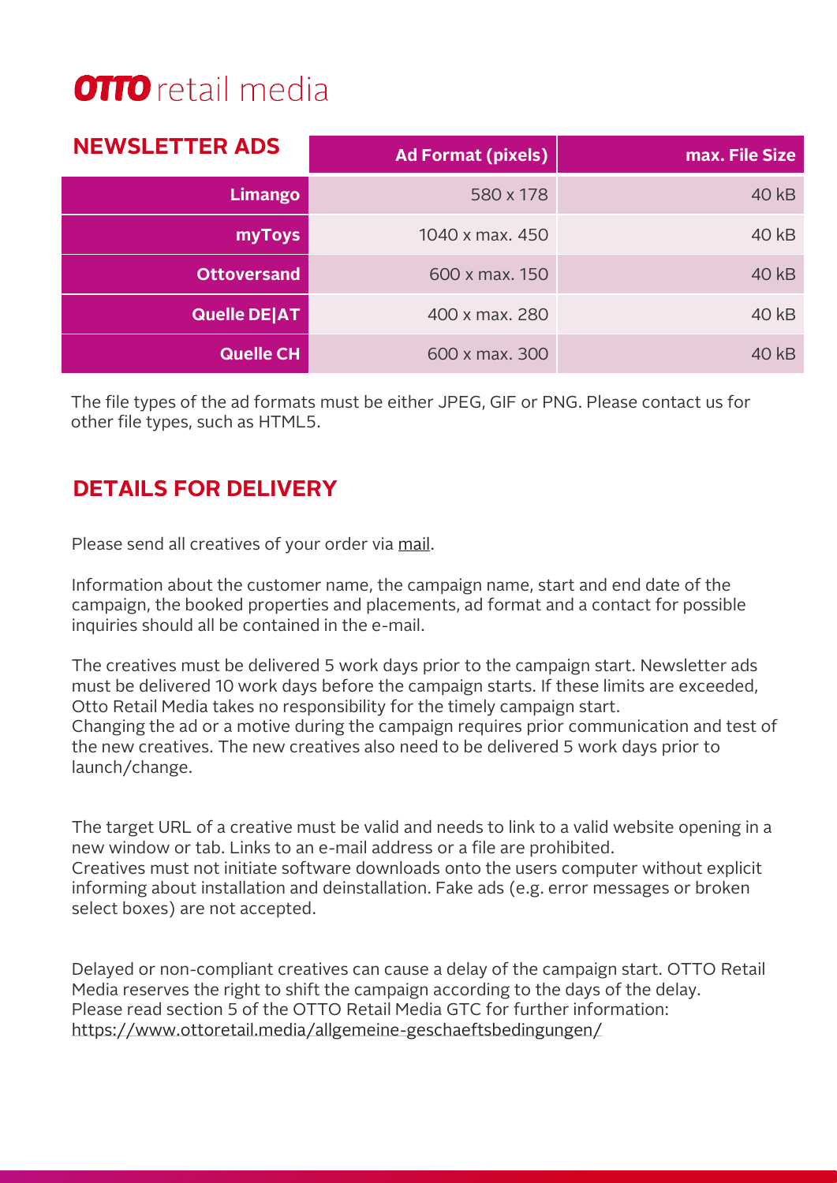## NEWSLETTER ADS

| | Ad Format (pixels) | max. File Size |
|---|---|---|
| **Limango** | 580 x 178 | 40 kB |
| **myToys** | 1040 x max. 450 | 40 kB |
| **Ottoversand** | 600 x max. 150 | 40 kB |
| **Quelle DE\|AT** | 400 x max. 280 | 40 kB |
| **Quelle CH** | 600 x max. 300 | 40 kB |

The file types of the ad formats must be either JPEG, GIF or PNG. Please contact us for other file types, such as HTML5.

## DETAILS FOR DELIVERY

Please send all creatives of your order via mail.

Information about the customer name, the campaign name, start and end date of the campaign, the booked properties and placements, ad format and a contact for possible inquiries should all be contained in the e-mail.

The creatives must be delivered 5 work days prior to the campaign start. Newsletter ads must be delivered 10 work days before the campaign starts. If these limits are exceeded, Otto Retail Media takes no responsibility for the timely campaign start.
Changing the ad or a motive during the campaign requires prior communication and test of the new creatives. The new creatives also need to be delivered 5 work days prior to launch/change.

The target URL of a creative must be valid and needs to link to a valid website opening in a new window or tab. Links to an e-mail address or a file are prohibited.
Creatives must not initiate software downloads onto the users computer without explicit informing about installation and deinstallation. Fake ads (e.g. error messages or broken select boxes) are not accepted.

Delayed or non-compliant creatives can cause a delay of the campaign start. OTTO Retail Media reserves the right to shift the campaign according to the days of the delay.
Please read section 5 of the OTTO Retail Media GTC for further information:
https://www.ottoretail.media/allgemeine-geschaeftsbedingungen/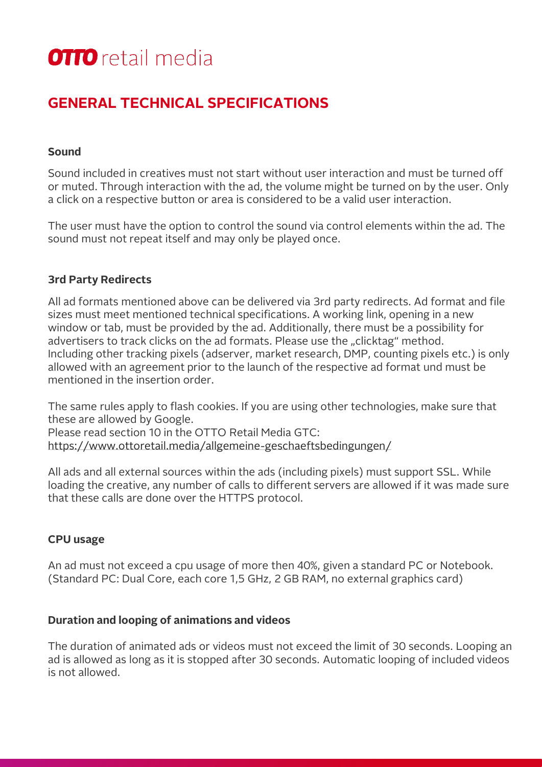# GENERAL TECHNICAL SPECIFICATIONS

### Sound

Sound included in creatives must not start without user interaction and must be turned off or muted. Through interaction with the ad, the volume might be turned on by the user. Only a click on a respective button or area is considered to be a valid user interaction.

The user must have the option to control the sound via control elements within the ad. The sound must not repeat itself and may only be played once.

### 3rd Party Redirects

All ad formats mentioned above can be delivered via 3rd party redirects. Ad format and file sizes must meet mentioned technical specifications. A working link, opening in a new window or tab, must be provided by the ad. Additionally, there must be a possibility for advertisers to track clicks on the ad formats. Please use the „clicktag" method.
Including other tracking pixels (adserver, market research, DMP, counting pixels etc.) is only allowed with an agreement prior to the launch of the respective ad format und must be mentioned in the insertion order.

The same rules apply to flash cookies. If you are using other technologies, make sure that these are allowed by Google.
Please read section 10 in the OTTO Retail Media GTC:
https://www.ottoretail.media/allgemeine-geschaeftsbedingungen/

All ads and all external sources within the ads (including pixels) must support SSL. While loading the creative, any number of calls to different servers are allowed if it was made sure that these calls are done over the HTTPS protocol.

### CPU usage

An ad must not exceed a cpu usage of more then 40%, given a standard PC or Notebook. (Standard PC: Dual Core, each core 1,5 GHz, 2 GB RAM, no external graphics card)

### Duration and looping of animations and videos

The duration of animated ads or videos must not exceed the limit of 30 seconds. Looping an ad is allowed as long as it is stopped after 30 seconds. Automatic looping of included videos is not allowed.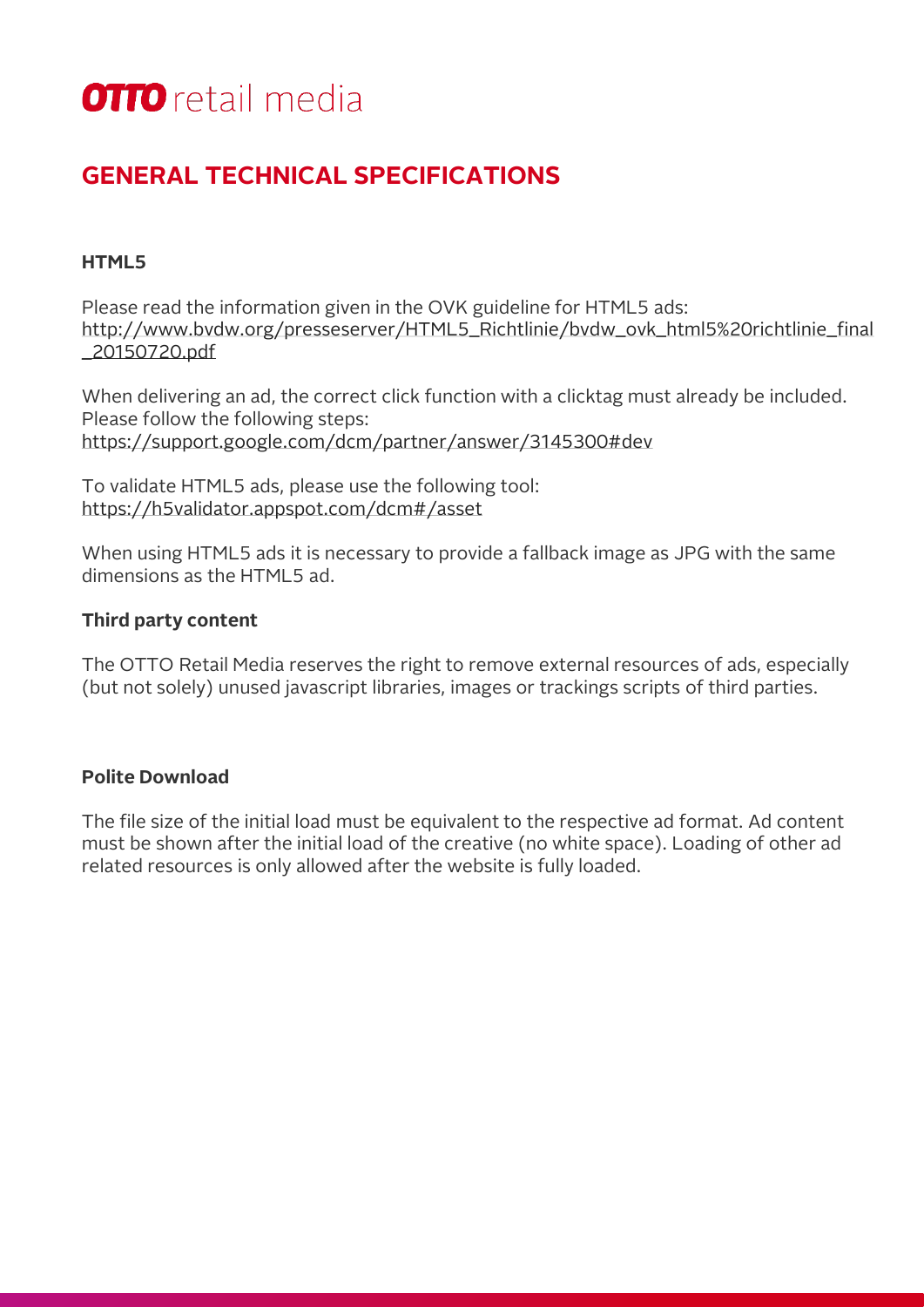# GENERAL TECHNICAL SPECIFICATIONS

**HTML5**

Please read the information given in the OVK guideline for HTML5 ads:
http://www.bvdw.org/presseserver/HTML5_Richtlinie/bvdw_ovk_html5%20richtlinie_final_20150720.pdf

When delivering an ad, the correct click function with a clicktag must already be included. Please follow the following steps:
https://support.google.com/dcm/partner/answer/3145300#dev

To validate HTML5 ads, please use the following tool:
https://h5validator.appspot.com/dcm#/asset

When using HTML5 ads it is necessary to provide a fallback image as JPG with the same dimensions as the HTML5 ad.

**Third party content**

The OTTO Retail Media reserves the right to remove external resources of ads, especially (but not solely) unused javascript libraries, images or trackings scripts of third parties.

**Polite Download**

The file size of the initial load must be equivalent to the respective ad format. Ad content must be shown after the initial load of the creative (no white space). Loading of other ad related resources is only allowed after the website is fully loaded.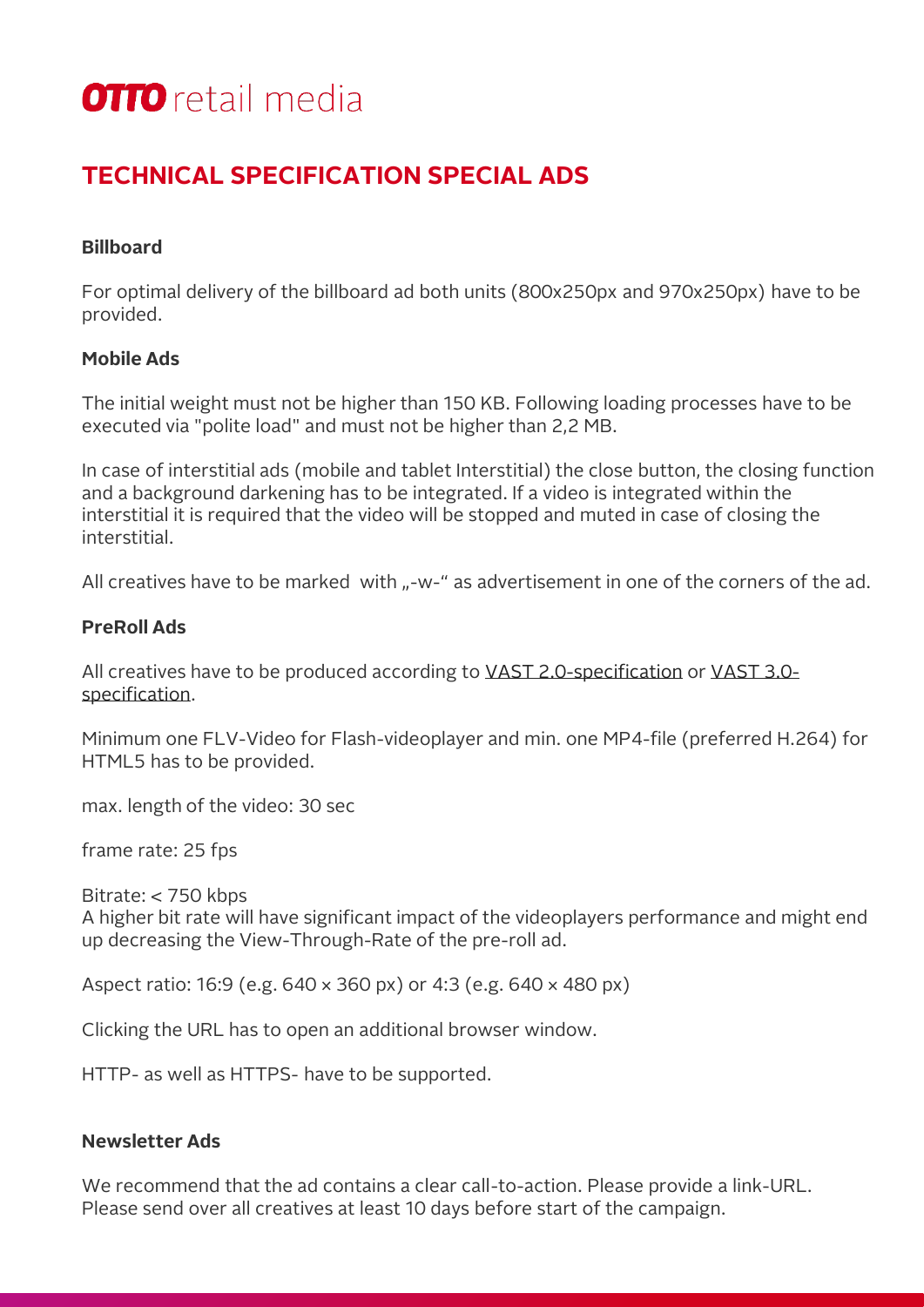**OTTO** retail media

# TECHNICAL SPECIFICATION SPECIAL ADS

**Billboard**

For optimal delivery of the billboard ad both units (800x250px and 970x250px) have to be provided.

**Mobile Ads**

The initial weight must not be higher than 150 KB. Following loading processes have to be executed via "polite load" and must not be higher than 2,2 MB.

In case of interstitial ads (mobile and tablet Interstitial) the close button, the closing function and a background darkening has to be integrated. If a video is integrated within the interstitial it is required that the video will be stopped and muted in case of closing the interstitial.

All creatives have to be marked with „-w-“ as advertisement in one of the corners of the ad.

**PreRoll Ads**

All creatives have to be produced according to VAST 2.0-specification or VAST 3.0-specification.

Minimum one FLV-Video for Flash-videoplayer and min. one MP4-file (preferred H.264) for HTML5 has to be provided.

max. length of the video: 30 sec

frame rate: 25 fps

Bitrate: < 750 kbps
A higher bit rate will have significant impact of the videoplayers performance and might end up decreasing the View-Through-Rate of the pre-roll ad.

Aspect ratio: 16:9 (e.g. 640 × 360 px) or 4:3 (e.g. 640 × 480 px)

Clicking the URL has to open an additional browser window.

HTTP- as well as HTTPS- have to be supported.

**Newsletter Ads**

We recommend that the ad contains a clear call-to-action. Please provide a link-URL.
Please send over all creatives at least 10 days before start of the campaign.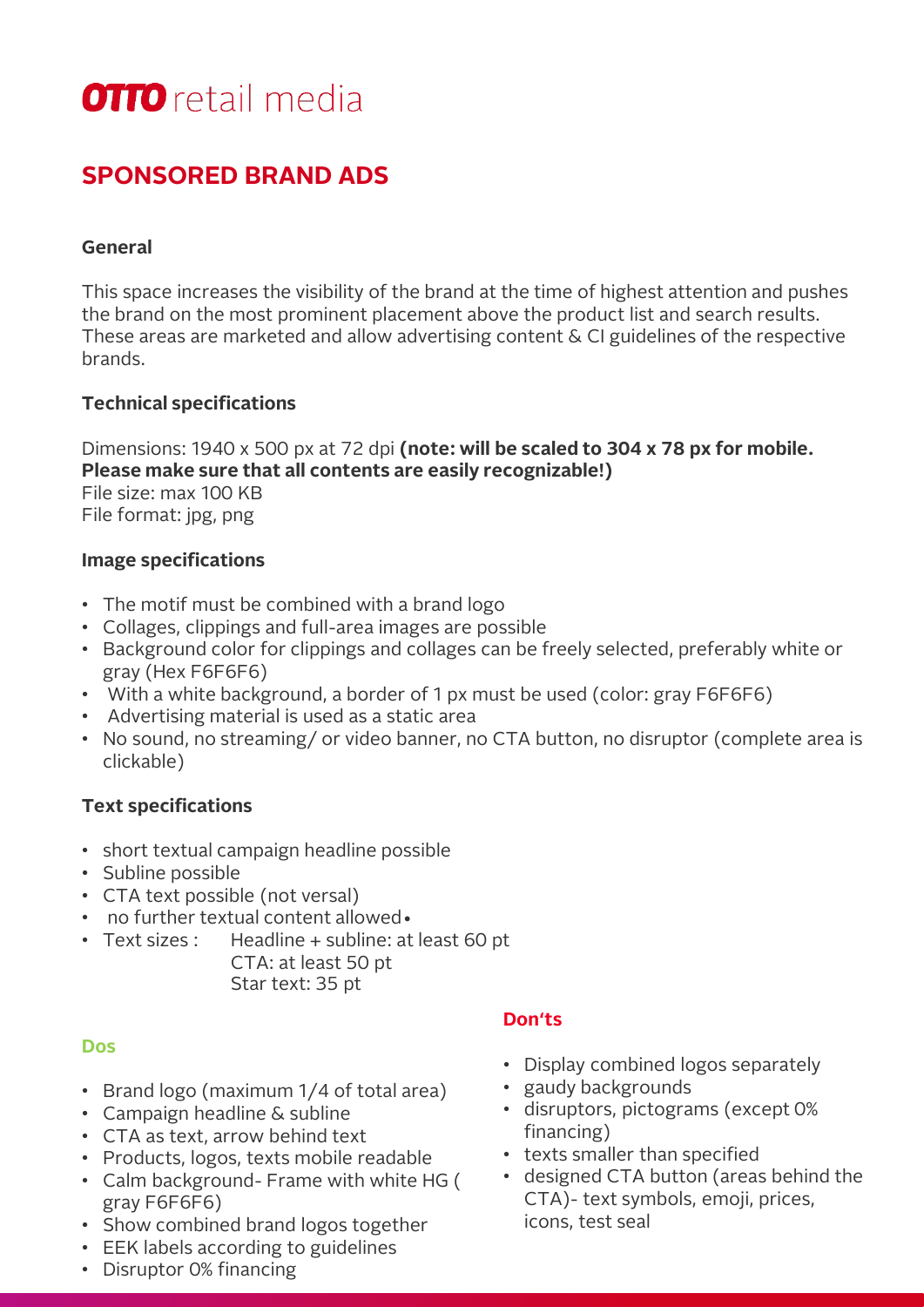**OTTO** retail media

# SPONSORED BRAND ADS

### General

This space increases the visibility of the brand at the time of highest attention and pushes the brand on the most prominent placement above the product list and search results. These areas are marketed and allow advertising content & CI guidelines of the respective brands.

### Technical specifications

Dimensions: 1940 x 500 px at 72 dpi **(note: will be scaled to 304 x 78 px for mobile. Please make sure that all contents are easily recognizable!)**
File size: max 100 KB
File format: jpg, png

### Image specifications

- The motif must be combined with a brand logo
- Collages, clippings and full-area images are possible
- Background color for clippings and collages can be freely selected, preferably white or gray (Hex F6F6F6)
- With a white background, a border of 1 px must be used (color: gray F6F6F6)
- Advertising material is used as a static area
- No sound, no streaming/ or video banner, no CTA button, no disruptor (complete area is clickable)

### Text specifications

- short textual campaign headline possible
- Subline possible
- CTA text possible (not versal)
- no further textual content allowed•
- Text sizes : Headline + subline: at least 60 pt
  CTA: at least 50 pt
  Star text: 35 pt

### Dos

- Brand logo (maximum 1/4 of total area)
- Campaign headline & subline
- CTA as text, arrow behind text
- Products, logos, texts mobile readable
- Calm background- Frame with white HG ( gray F6F6F6)
- Show combined brand logos together
- EEK labels according to guidelines
- Disruptor 0% financing

### Don‘ts

- Display combined logos separately
- gaudy backgrounds
- disruptors, pictograms (except 0% financing)
- texts smaller than specified
- designed CTA button (areas behind the CTA)- text symbols, emoji, prices, icons, test seal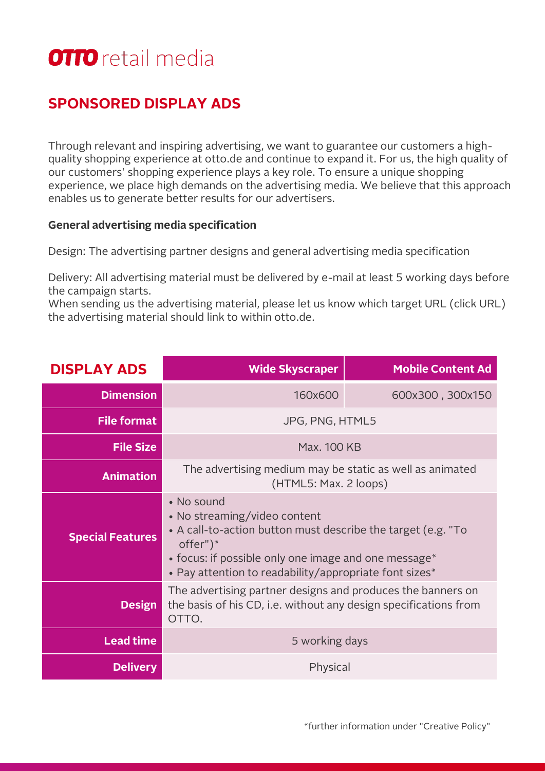# OTTO retail media

## SPONSORED DISPLAY ADS

Through relevant and inspiring advertising, we want to guarantee our customers a high-quality shopping experience at otto.de and continue to expand it. For us, the high quality of our customers' shopping experience plays a key role. To ensure a unique shopping experience, we place high demands on the advertising media. We believe that this approach enables us to generate better results for our advertisers.

**General advertising media specification**

Design: The advertising partner designs and general advertising media specification

Delivery: All advertising material must be delivered by e-mail at least 5 working days before the campaign starts.
When sending us the advertising material, please let us know which target URL (click URL) the advertising material should link to within otto.de.

| DISPLAY ADS | Wide Skyscraper | Mobile Content Ad |
|---|---|---|
| **Dimension** | 160x600 | 600x300 , 300x150 |
| **File format** | JPG, PNG, HTML5 | |
| **File Size** | Max. 100 KB | |
| **Animation** | The advertising medium may be static as well as animated (HTML5: Max. 2 loops) | |
| **Special Features** | • No sound<br>• No streaming/video content<br>• A call-to-action button must describe the target (e.g. "To offer")*<br>• focus: if possible only one image and one message*<br>• Pay attention to readability/appropriate font sizes* | |
| **Design** | The advertising partner designs and produces the banners on the basis of his CD, i.e. without any design specifications from OTTO. | |
| **Lead time** | 5 working days | |
| **Delivery** | Physical | |

*further information under "Creative Policy"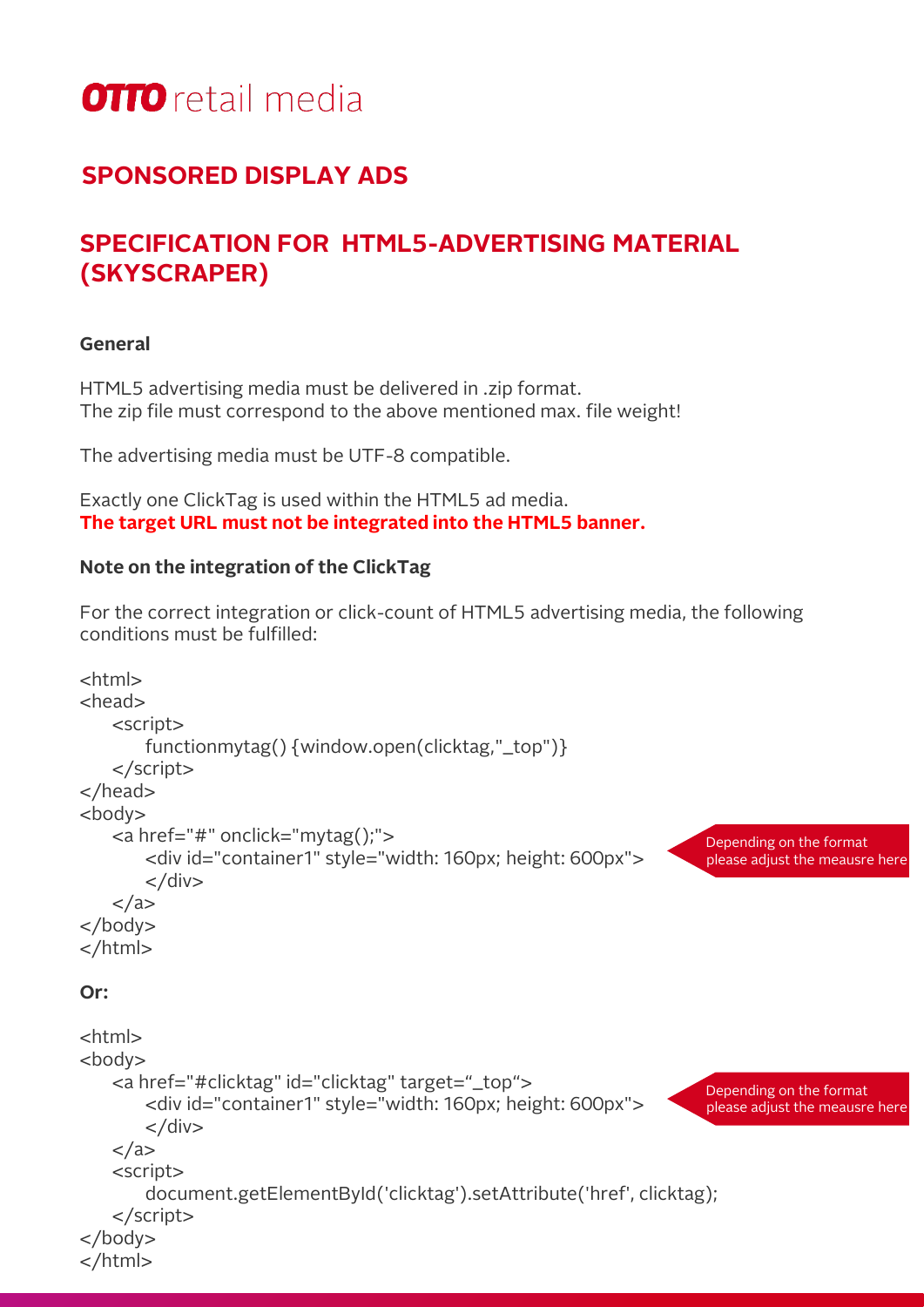**OTTO** retail media

## SPONSORED DISPLAY ADS

# SPECIFICATION FOR HTML5-ADVERTISING MATERIAL (SKYSCRAPER)

**General**

HTML5 advertising media must be delivered in .zip format.
The zip file must correspond to the above mentioned max. file weight!

The advertising media must be UTF-8 compatible.

Exactly one ClickTag is used within the HTML5 ad media.
**The target URL must not be integrated into the HTML5 banner.**

**Note on the integration of the ClickTag**

For the correct integration or click-count of HTML5 advertising media, the following conditions must be fulfilled:

```
<html>
<head>
    <script>
        functionmytag() {window.open(clicktag,"_top")}
    </script>
</head>
<body>
    <a href="#" onclick="mytag();">
        <div id="container1" style="width: 160px; height: 600px">
        </div>
    </a>
</body>
</html>
```

Depending on the format please adjust the meausre here

**Or:**

```
<html>
<body>
    <a href="#clicktag" id="clicktag" target="_top">
        <div id="container1" style="width: 160px; height: 600px">
        </div>
    </a>
    <script>
        document.getElementById('clicktag').setAttribute('href', clicktag);
    </script>
</body>
</html>
```

Depending on the format please adjust the meausre here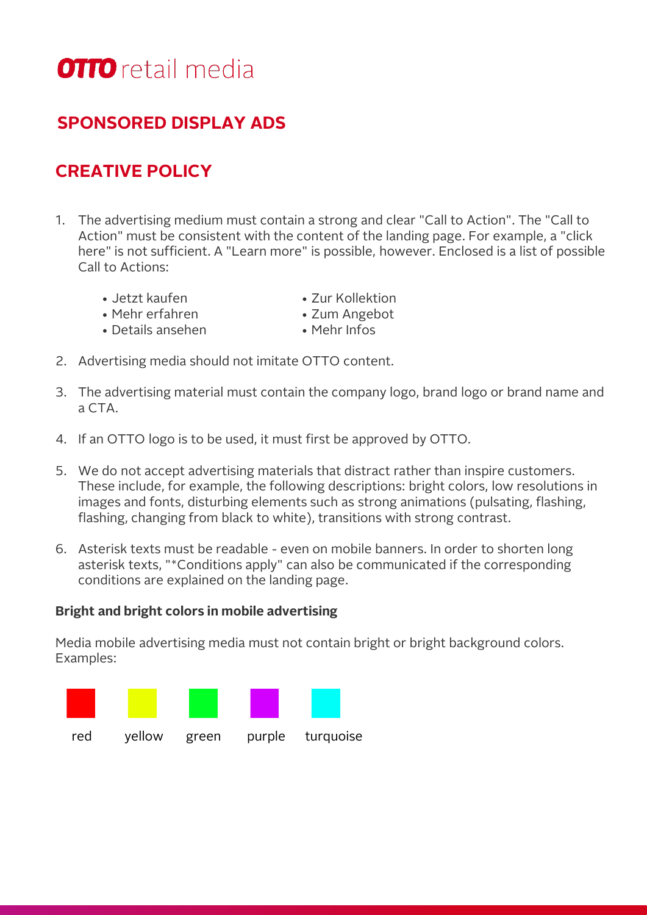# OTTO retail media

## SPONSORED DISPLAY ADS

## CREATIVE POLICY

1. The advertising medium must contain a strong and clear "Call to Action". The "Call to Action" must be consistent with the content of the landing page. For example, a "click here" is not sufficient. A "Learn more" is possible, however. Enclosed is a list of possible Call to Actions:
   - Jetzt kaufen
   - Mehr erfahren
   - Details ansehen
   - Zur Kollektion
   - Zum Angebot
   - Mehr Infos
2. Advertising media should not imitate OTTO content.
3. The advertising material must contain the company logo, brand logo or brand name and a CTA.
4. If an OTTO logo is to be used, it must first be approved by OTTO.
5. We do not accept advertising materials that distract rather than inspire customers. These include, for example, the following descriptions: bright colors, low resolutions in images and fonts, disturbing elements such as strong animations (pulsating, flashing, flashing, changing from black to white), transitions with strong contrast.
6. Asterisk texts must be readable - even on mobile banners. In order to shorten long asterisk texts, "*Conditions apply" can also be communicated if the corresponding conditions are explained on the landing page.

**Bright and bright colors in mobile advertising**

Media mobile advertising media must not contain bright or bright background colors. Examples:

red yellow green purple turquoise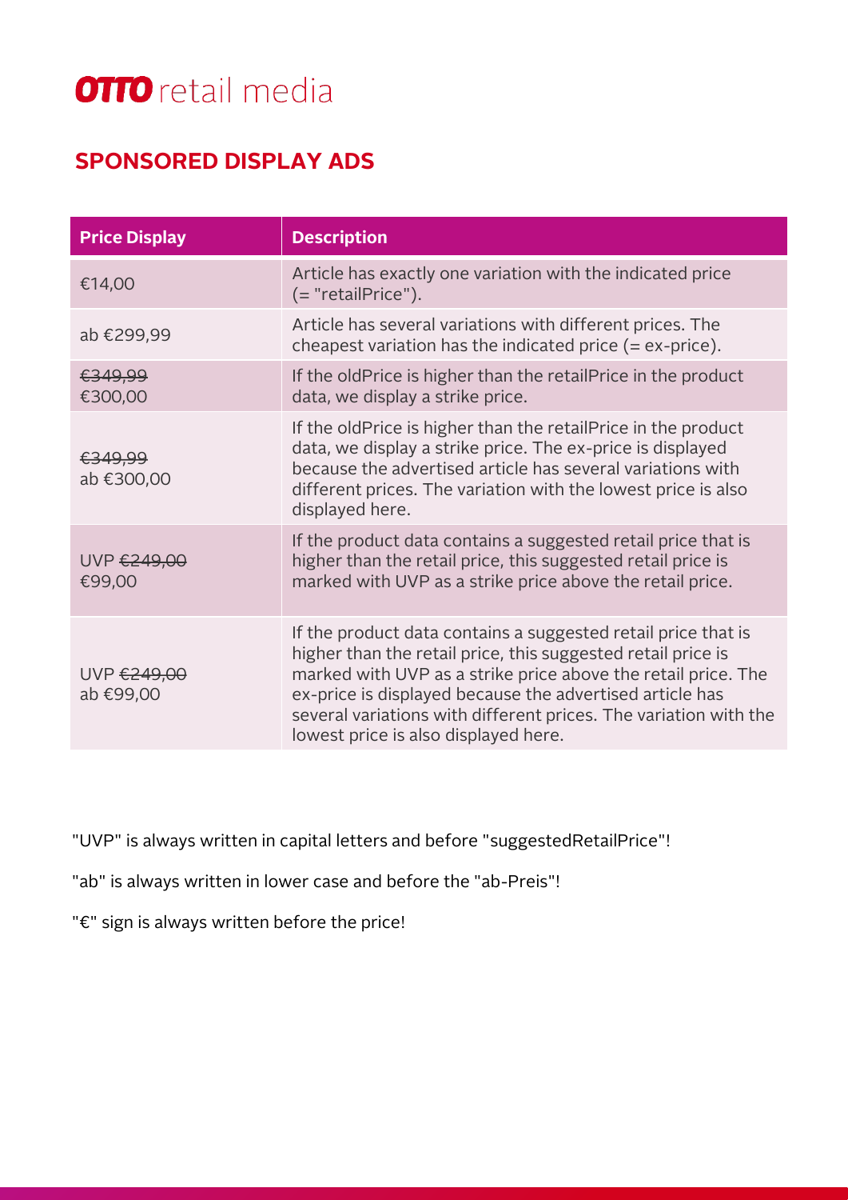# SPONSORED DISPLAY ADS

| Price Display | Description |
|---|---|
| €14,00 | Article has exactly one variation with the indicated price (= "retailPrice"). |
| ab €299,99 | Article has several variations with different prices. The cheapest variation has the indicated price (= ex-price). |
| ~~€349,99~~ €300,00 | If the oldPrice is higher than the retailPrice in the product data, we display a strike price. |
| ~~€349,99~~ ab €300,00 | If the oldPrice is higher than the retailPrice in the product data, we display a strike price. The ex-price is displayed because the advertised article has several variations with different prices. The variation with the lowest price is also displayed here. |
| UVP ~~€249,00~~ €99,00 | If the product data contains a suggested retail price that is higher than the retail price, this suggested retail price is marked with UVP as a strike price above the retail price. |
| UVP ~~€249,00~~ ab €99,00 | If the product data contains a suggested retail price that is higher than the retail price, this suggested retail price is marked with UVP as a strike price above the retail price. The ex-price is displayed because the advertised article has several variations with different prices. The variation with the lowest price is also displayed here. |

"UVP" is always written in capital letters and before "suggestedRetailPrice"!

"ab" is always written in lower case and before the "ab-Preis"!

"€" sign is always written before the price!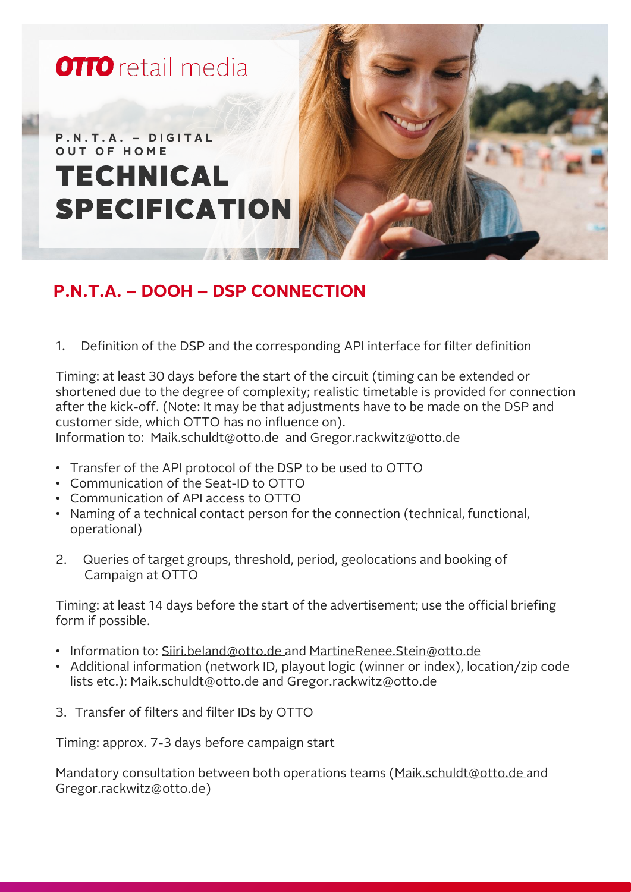**OTTO** retail media

P.N.T.A. – DIGITAL OUT OF HOME

# TECHNICAL SPECIFICATION

## P.N.T.A. – DOOH – DSP CONNECTION

1. Definition of the DSP and the corresponding API interface for filter definition

Timing: at least 30 days before the start of the circuit (timing can be extended or shortened due to the degree of complexity; realistic timetable is provided for connection after the kick-off. (Note: It may be that adjustments have to be made on the DSP and customer side, which OTTO has no influence on).
Information to: Maik.schuldt@otto.de and Gregor.rackwitz@otto.de

- Transfer of the API protocol of the DSP to be used to OTTO
- Communication of the Seat-ID to OTTO
- Communication of API access to OTTO
- Naming of a technical contact person for the connection (technical, functional, operational)

2. Queries of target groups, threshold, period, geolocations and booking of Campaign at OTTO

Timing: at least 14 days before the start of the advertisement; use the official briefing form if possible.

- Information to: Siiri.beland@otto.de and MartineRenee.Stein@otto.de
- Additional information (network ID, playout logic (winner or index), location/zip code lists etc.): Maik.schuldt@otto.de and Gregor.rackwitz@otto.de

3. Transfer of filters and filter IDs by OTTO

Timing: approx. 7-3 days before campaign start

Mandatory consultation between both operations teams (Maik.schuldt@otto.de and Gregor.rackwitz@otto.de)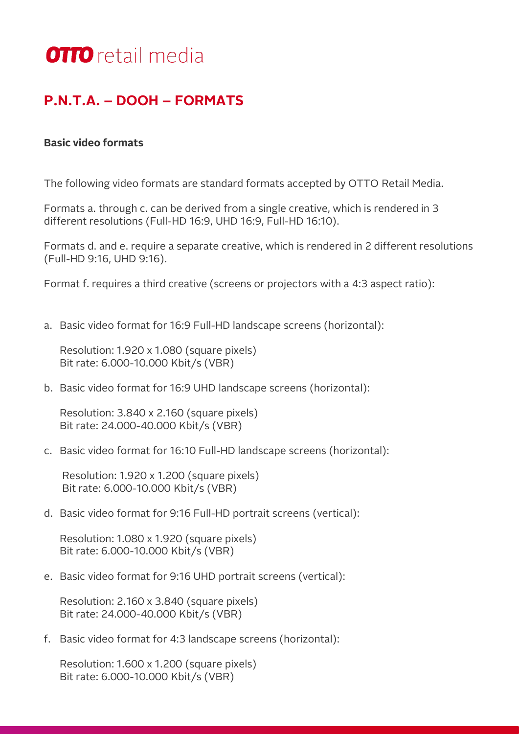**OTTO** retail media

# P.N.T.A. – DOOH – FORMATS

**Basic video formats**

The following video formats are standard formats accepted by OTTO Retail Media.

Formats a. through c. can be derived from a single creative, which is rendered in 3 different resolutions (Full-HD 16:9, UHD 16:9, Full-HD 16:10).

Formats d. and e. require a separate creative, which is rendered in 2 different resolutions (Full-HD 9:16, UHD 9:16).

Format f. requires a third creative (screens or projectors with a 4:3 aspect ratio):

a. Basic video format for 16:9 Full-HD landscape screens (horizontal):

   Resolution: 1.920 x 1.080 (square pixels)
   Bit rate: 6.000-10.000 Kbit/s (VBR)

b. Basic video format for 16:9 UHD landscape screens (horizontal):

   Resolution: 3.840 x 2.160 (square pixels)
   Bit rate: 24.000-40.000 Kbit/s (VBR)

c. Basic video format for 16:10 Full-HD landscape screens (horizontal):

   Resolution: 1.920 x 1.200 (square pixels)
   Bit rate: 6.000-10.000 Kbit/s (VBR)

d. Basic video format for 9:16 Full-HD portrait screens (vertical):

   Resolution: 1.080 x 1.920 (square pixels)
   Bit rate: 6.000-10.000 Kbit/s (VBR)

e. Basic video format for 9:16 UHD portrait screens (vertical):

   Resolution: 2.160 x 3.840 (square pixels)
   Bit rate: 24.000-40.000 Kbit/s (VBR)

f. Basic video format for 4:3 landscape screens (horizontal):

   Resolution: 1.600 x 1.200 (square pixels)
   Bit rate: 6.000-10.000 Kbit/s (VBR)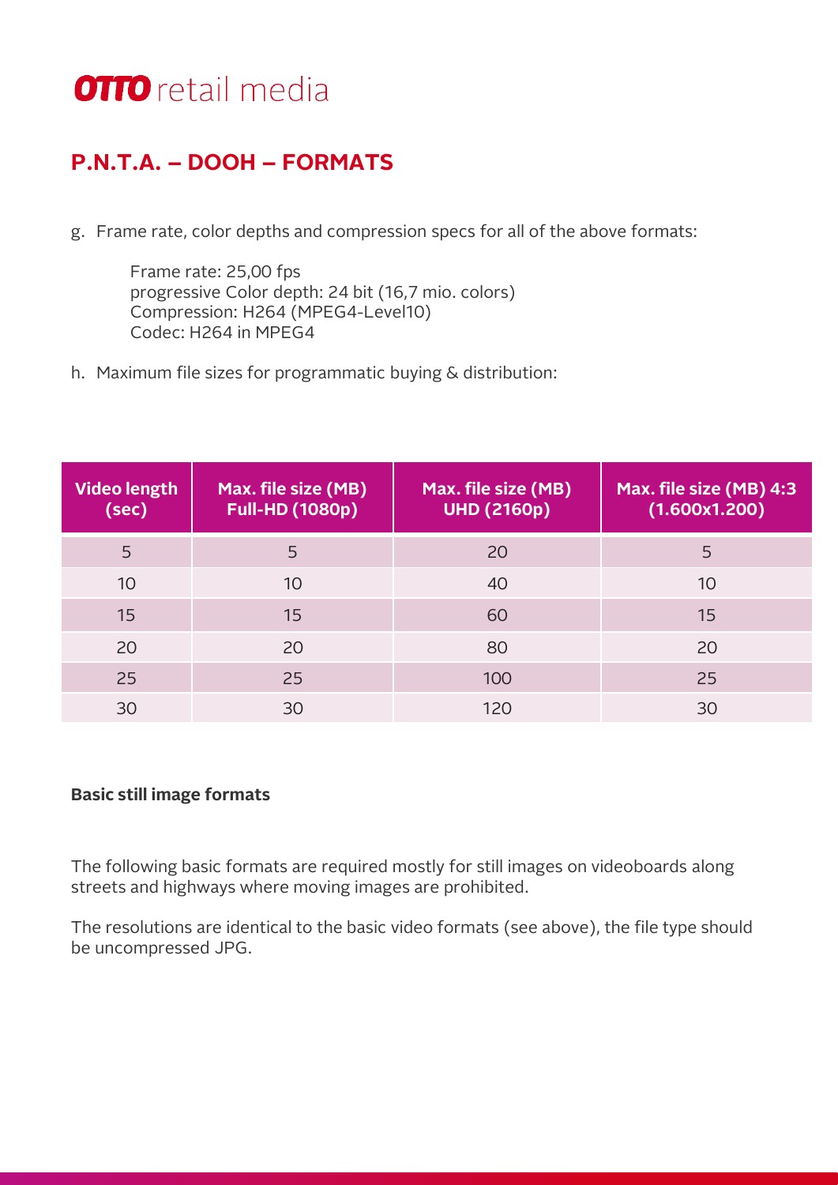## P.N.T.A. – DOOH – FORMATS

g. Frame rate, color depths and compression specs for all of the above formats:

   Frame rate: 25,00 fps
   progressive Color depth: 24 bit (16,7 mio. colors)
   Compression: H264 (MPEG4-Level10)
   Codec: H264 in MPEG4

h. Maximum file sizes for programmatic buying & distribution:

| Video length (sec) | Max. file size (MB) Full-HD (1080p) | Max. file size (MB) UHD (2160p) | Max. file size (MB) 4:3 (1.600x1.200) |
|---|---|---|---|
| 5 | 5 | 20 | 5 |
| 10 | 10 | 40 | 10 |
| 15 | 15 | 60 | 15 |
| 20 | 20 | 80 | 20 |
| 25 | 25 | 100 | 25 |
| 30 | 30 | 120 | 30 |

**Basic still image formats**

The following basic formats are required mostly for still images on videoboards along streets and highways where moving images are prohibited.

The resolutions are identical to the basic video formats (see above), the file type should be uncompressed JPG.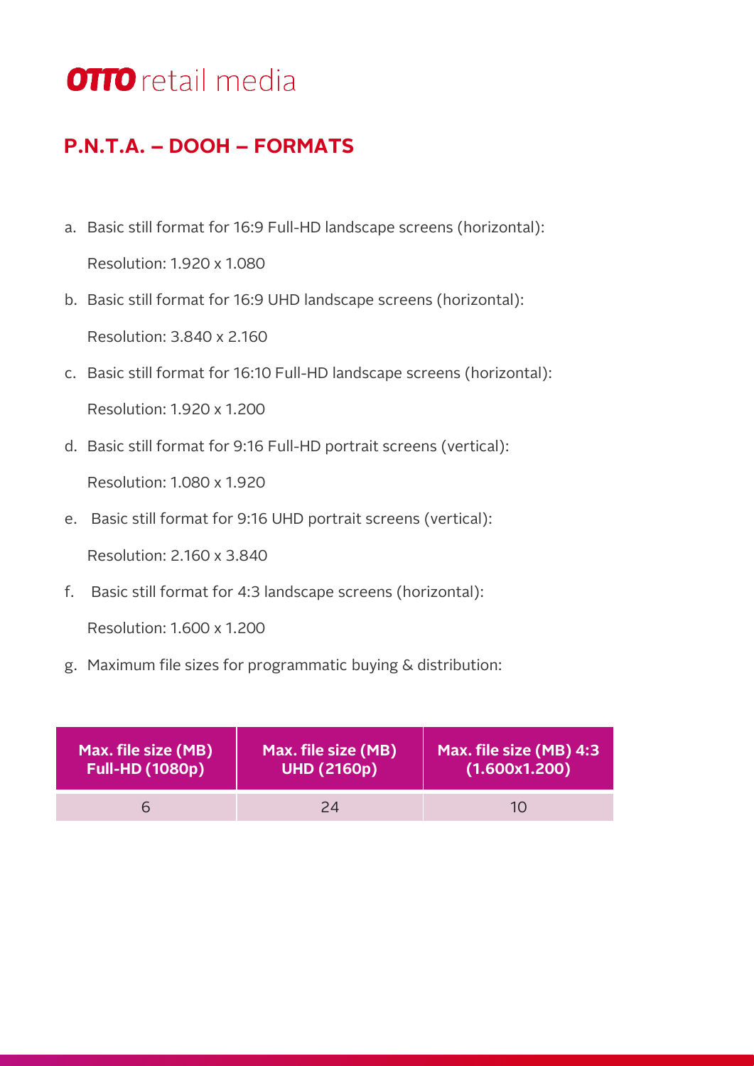# OTTO retail media

## P.N.T.A. – DOOH – FORMATS

a. Basic still format for 16:9 Full-HD landscape screens (horizontal):

   Resolution: 1.920 x 1.080

b. Basic still format for 16:9 UHD landscape screens (horizontal):

   Resolution: 3.840 x 2.160

c. Basic still format for 16:10 Full-HD landscape screens (horizontal):

   Resolution: 1.920 x 1.200

d. Basic still format for 9:16 Full-HD portrait screens (vertical):

   Resolution: 1.080 x 1.920

e. Basic still format for 9:16 UHD portrait screens (vertical):

   Resolution: 2.160 x 3.840

f. Basic still format for 4:3 landscape screens (horizontal):

   Resolution: 1.600 x 1.200

g. Maximum file sizes for programmatic buying & distribution:

| Max. file size (MB) Full-HD (1080p) | Max. file size (MB) UHD (2160p) | Max. file size (MB) 4:3 (1.600x1.200) |
| --- | --- | --- |
| 6 | 24 | 10 |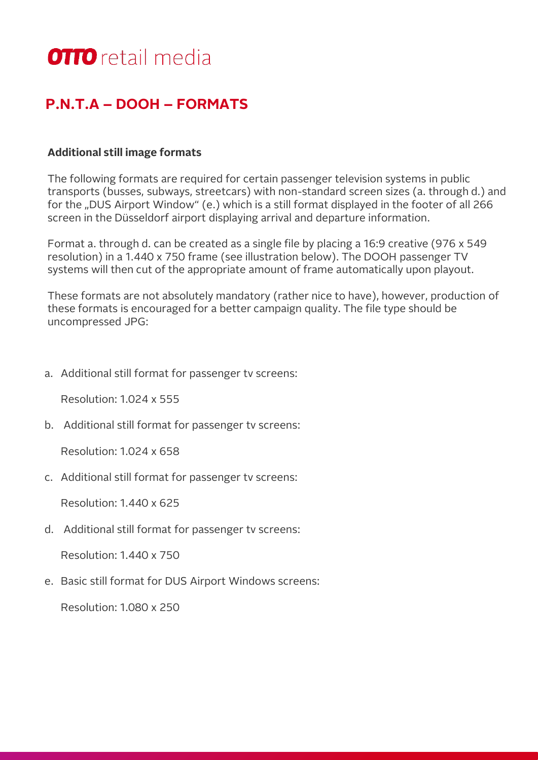# OTTO retail media

## P.N.T.A – DOOH – FORMATS

**Additional still image formats**

The following formats are required for certain passenger television systems in public transports (busses, subways, streetcars) with non-standard screen sizes (a. through d.) and for the „DUS Airport Window" (e.) which is a still format displayed in the footer of all 266 screen in the Düsseldorf airport displaying arrival and departure information.

Format a. through d. can be created as a single file by placing a 16:9 creative (976 x 549 resolution) in a 1.440 x 750 frame (see illustration below). The DOOH passenger TV systems will then cut of the appropriate amount of frame automatically upon playout.

These formats are not absolutely mandatory (rather nice to have), however, production of these formats is encouraged for a better campaign quality. The file type should be uncompressed JPG:

a. Additional still format for passenger tv screens:

   Resolution: 1.024 x 555

b. Additional still format for passenger tv screens:

   Resolution: 1.024 x 658

c. Additional still format for passenger tv screens:

   Resolution: 1.440 x 625

d. Additional still format for passenger tv screens:

   Resolution: 1.440 x 750

e. Basic still format for DUS Airport Windows screens:

   Resolution: 1.080 x 250